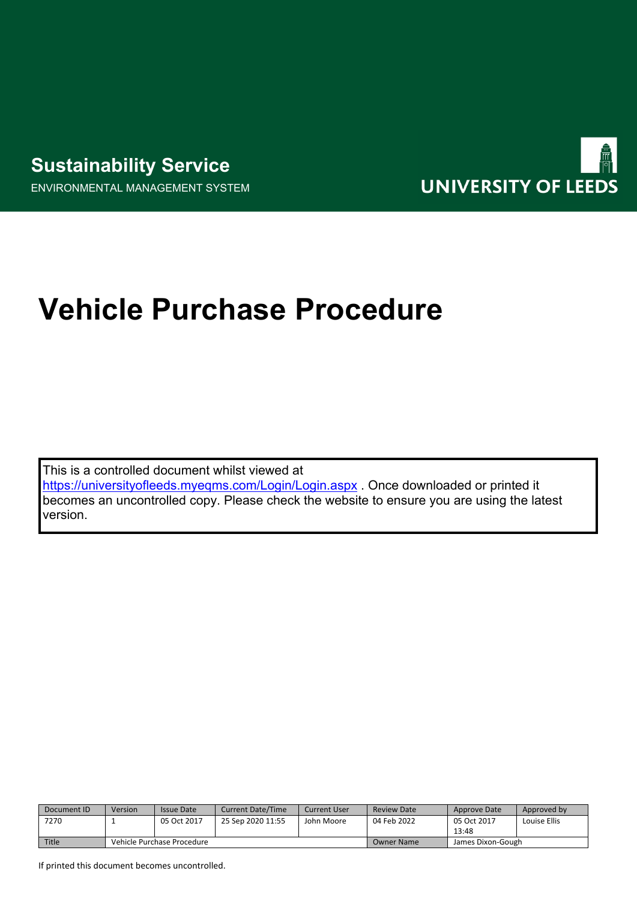**Sustainability Service**

ENVIRONMENTAL MANAGEMENT SYSTEM

UNIVERSITY OF LEEDS

# Vehicle Purchase Procedure

This is a controlled document whilst viewed at https://universityofleeds.myeqms.com/Login/Login.aspx . Once downloaded or printed it becomes an uncontrolled copy. Please check the website to ensure you are using the latest version.

| Document ID | Version | Issue Date | Current Date/Time | Current User | Review Date | Approve Date | Approved by |
|---|---|---|---|---|---|---|---|
| 7270 | 1 | 05 Oct 2017 | 25 Sep 2020 11:55 | John Moore | 04 Feb 2022 | 05 Oct 2017 13:48 | Louise Ellis |
| Title | Vehicle Purchase Procedure | | | | Owner Name | James Dixon-Gough | |

If printed this document becomes uncontrolled.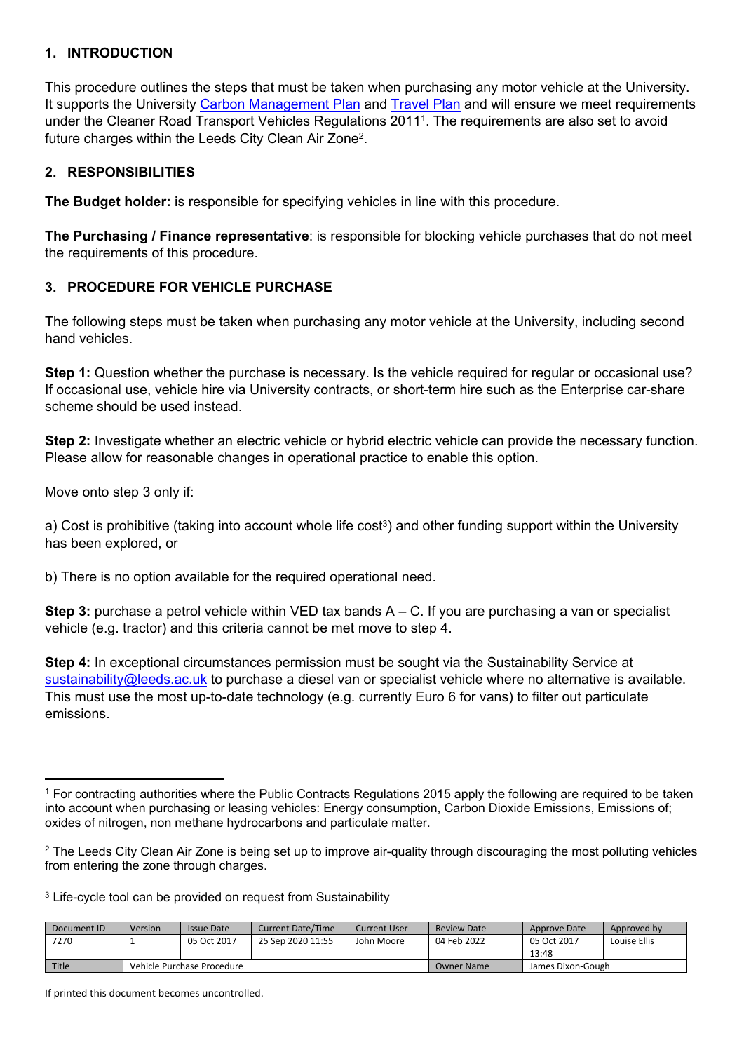## 1. INTRODUCTION

This procedure outlines the steps that must be taken when purchasing any motor vehicle at the University. It supports the University Carbon Management Plan and Travel Plan and will ensure we meet requirements under the Cleaner Road Transport Vehicles Regulations 2011[1]. The requirements are also set to avoid future charges within the Leeds City Clean Air Zone[2].

## 2. RESPONSIBILITIES

**The Budget holder:** is responsible for specifying vehicles in line with this procedure.

**The Purchasing / Finance representative**: is responsible for blocking vehicle purchases that do not meet the requirements of this procedure.

## 3. PROCEDURE FOR VEHICLE PURCHASE

The following steps must be taken when purchasing any motor vehicle at the University, including second hand vehicles.

**Step 1:** Question whether the purchase is necessary. Is the vehicle required for regular or occasional use? If occasional use, vehicle hire via University contracts, or short-term hire such as the Enterprise car-share scheme should be used instead.

**Step 2:** Investigate whether an electric vehicle or hybrid electric vehicle can provide the necessary function. Please allow for reasonable changes in operational practice to enable this option.

Move onto step 3 only if:

a) Cost is prohibitive (taking into account whole life cost[3]) and other funding support within the University has been explored, or

b) There is no option available for the required operational need.

**Step 3:** purchase a petrol vehicle within VED tax bands A – C. If you are purchasing a van or specialist vehicle (e.g. tractor) and this criteria cannot be met move to step 4.

**Step 4:** In exceptional circumstances permission must be sought via the Sustainability Service at sustainability@leeds.ac.uk to purchase a diesel van or specialist vehicle where no alternative is available. This must use the most up-to-date technology (e.g. currently Euro 6 for vans) to filter out particulate emissions.

---

[1] For contracting authorities where the Public Contracts Regulations 2015 apply the following are required to be taken into account when purchasing or leasing vehicles: Energy consumption, Carbon Dioxide Emissions, Emissions of; oxides of nitrogen, non methane hydrocarbons and particulate matter.

[2] The Leeds City Clean Air Zone is being set up to improve air-quality through discouraging the most polluting vehicles from entering the zone through charges.

[3] Life-cycle tool can be provided on request from Sustainability

| Document ID | Version | Issue Date | Current Date/Time | Current User | Review Date | Approve Date | Approved by |
|---|---|---|---|---|---|---|---|
| 7270 | 1 | 05 Oct 2017 | 25 Sep 2020 11:55 | John Moore | 04 Feb 2022 | 05 Oct 2017 13:48 | Louise Ellis |
| Title | Vehicle Purchase Procedure | | | | Owner Name | James Dixon-Gough | |

If printed this document becomes uncontrolled.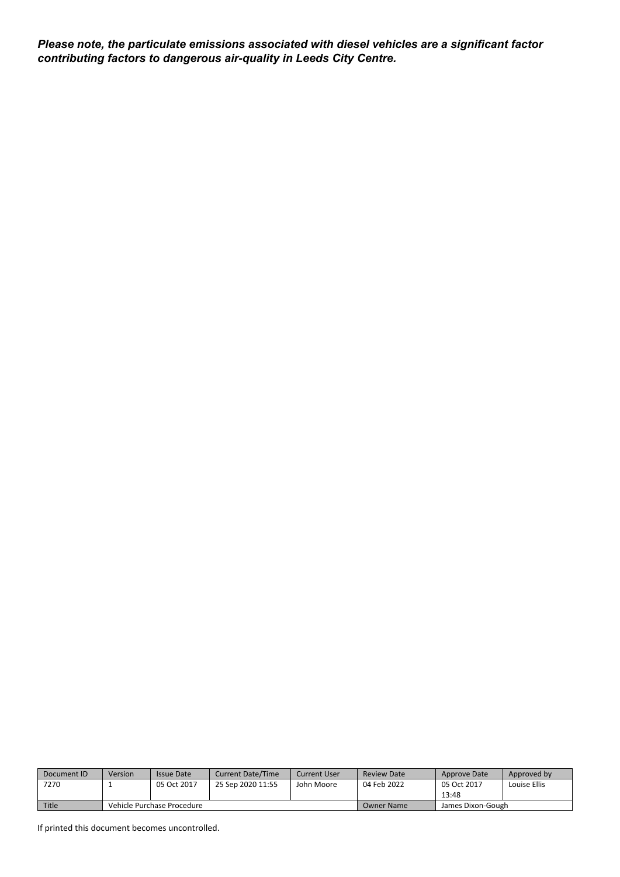***Please note, the particulate emissions associated with diesel vehicles are a significant factor contributing factors to dangerous air-quality in Leeds City Centre.***

| Document ID | Version | Issue Date | Current Date/Time | Current User | Review Date | Approve Date | Approved by |
|---|---|---|---|---|---|---|---|
| 7270 | 1 | 05 Oct 2017 | 25 Sep 2020 11:55 | John Moore | 04 Feb 2022 | 05 Oct 2017 13:48 | Louise Ellis |
| Title | Vehicle Purchase Procedure | | | | Owner Name | James Dixon-Gough | |

If printed this document becomes uncontrolled.